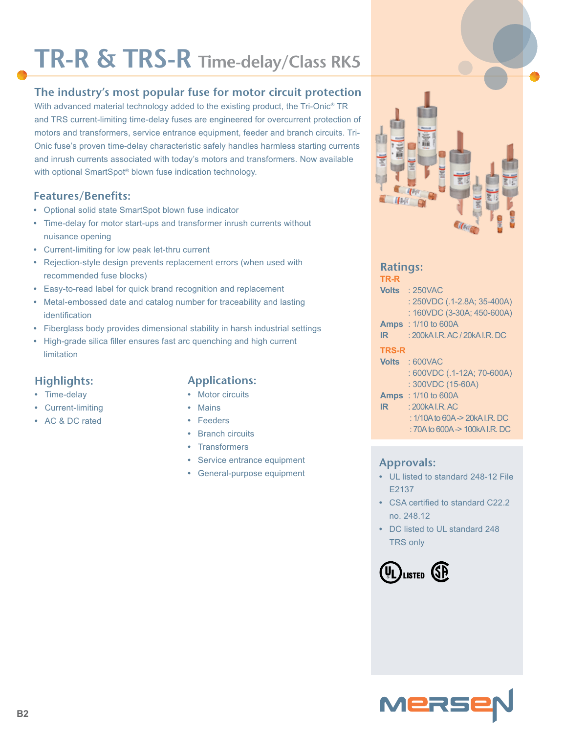# TR-R & TRS-R Time-delay/Class RK5

## The industry's most popular fuse for motor circuit protection

With advanced material technology added to the existing product, the Tri-Onic® TR and TRS current-limiting time-delay fuses are engineered for overcurrent protection of motors and transformers, service entrance equipment, feeder and branch circuits. Tri-Onic fuse's proven time-delay characteristic safely handles harmless starting currents and inrush currents associated with today's motors and transformers. Now available with optional SmartSpot® blown fuse indication technology.

### Features/Benefits:

- Optional solid state SmartSpot blown fuse indicator
- Time-delay for motor start-ups and transformer inrush currents without nuisance opening
- Current-limiting for low peak let-thru current
- Rejection-style design prevents replacement errors (when used with recommended fuse blocks)
- Easy-to-read label for quick brand recognition and replacement
- Metal-embossed date and catalog number for traceability and lasting identification
- Fiberglass body provides dimensional stability in harsh industrial settings
- High-grade silica filler ensures fast arc quenching and high current limitation

### Highlights:

- Time-delay
- Current-limiting
- AC & DC rated

### Applications:

- Motor circuits
- Mains
- Feeders
- Branch circuits
- Transformers
- Service entrance equipment
- General-purpose equipment

### Ratings:

**TR-R**

**Volts** : 250VAC
: 250VDC (.1-2.8A; 35-400A)
: 160VDC (3-30A; 450-600A)

**Amps** : 1/10 to 600A

**IR** : 200kA I.R. AC / 20kA I.R. DC

**TRS-R**

**Volts** : 600VAC
: 600VDC (.1-12A; 70-600A)
: 300VDC (15-60A)

**Amps** : 1/10 to 600A

**IR** : 200kA I.R. AC
: 1/10A to 60A -> 20kA I.R. DC
: 70A to 600A -> 100kA I.R. DC

### Approvals:

- UL listed to standard 248-12 File E2137
- CSA certified to standard C22.2 no. 248.12
- DC listed to UL standard 248 TRS only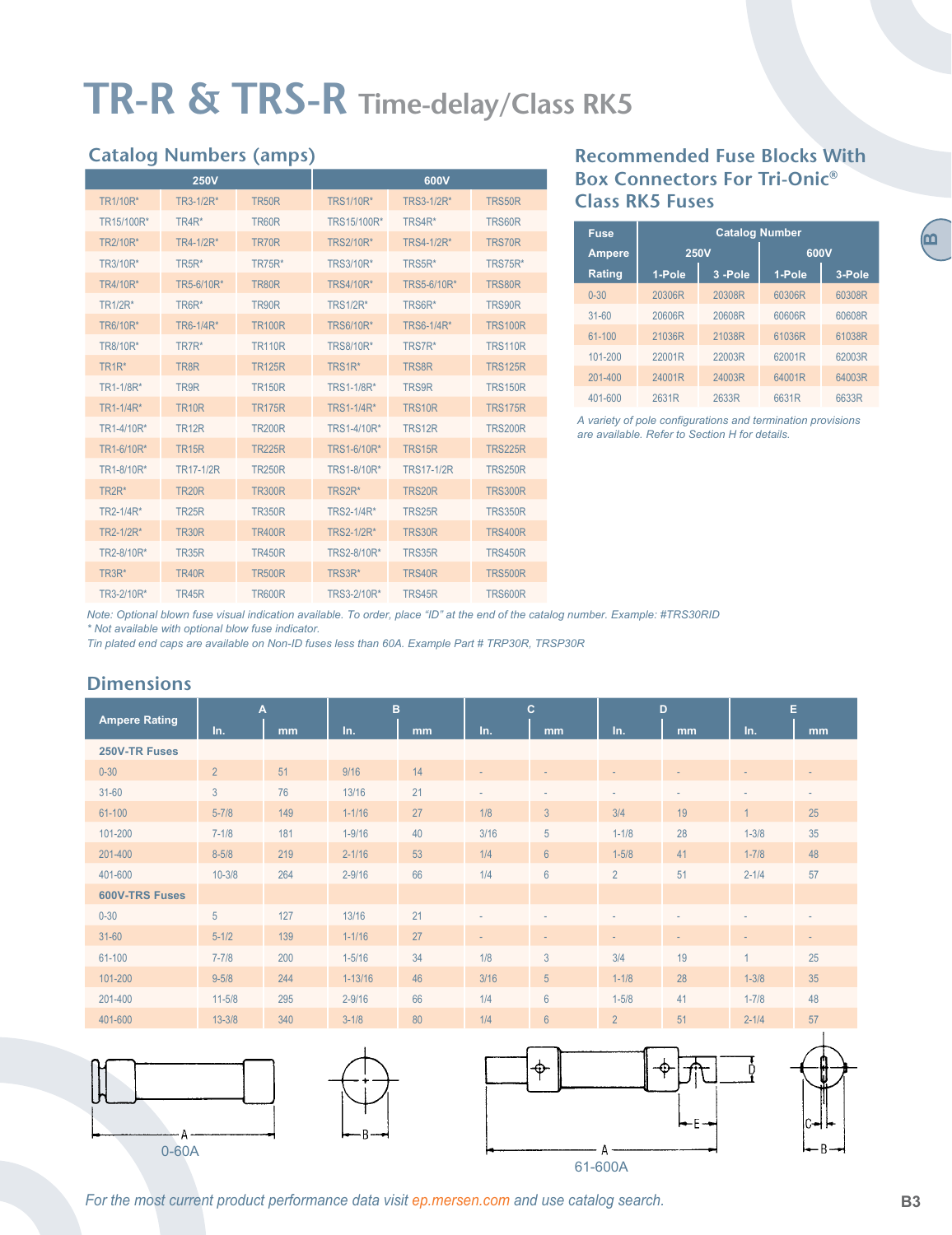# TR-R & TRS-R Time-delay/Class RK5

## Catalog Numbers (amps)

| 250V | | | 600V | | |
|---|---|---|---|---|---|
| TR1/10R* | TR3-1/2R* | TR50R | TRS1/10R* | TRS3-1/2R* | TRS50R |
| TR15/100R* | TR4R* | TR60R | TRS15/100R* | TRS4R* | TRS60R |
| TR2/10R* | TR4-1/2R* | TR70R | TRS2/10R* | TRS4-1/2R* | TRS70R |
| TR3/10R* | TR5R* | TR75R* | TRS3/10R* | TRS5R* | TRS75R* |
| TR4/10R* | TR5-6/10R* | TR80R | TRS4/10R* | TRS5-6/10R* | TRS80R |
| TR1/2R* | TR6R* | TR90R | TRS1/2R* | TRS6R* | TRS90R |
| TR6/10R* | TR6-1/4R* | TR100R | TRS6/10R* | TRS6-1/4R* | TRS100R |
| TR8/10R* | TR7R* | TR110R | TRS8/10R* | TRS7R* | TRS110R |
| TR1R* | TR8R | TR125R | TRS1R* | TRS8R | TRS125R |
| TR1-1/8R* | TR9R | TR150R | TRS1-1/8R* | TRS9R | TRS150R |
| TR1-1/4R* | TR10R | TR175R | TRS1-1/4R* | TRS10R | TRS175R |
| TR1-4/10R* | TR12R | TR200R | TRS1-4/10R* | TRS12R | TRS200R |
| TR1-6/10R* | TR15R | TR225R | TRS1-6/10R* | TRS15R | TRS225R |
| TR1-8/10R* | TR17-1/2R | TR250R | TRS1-8/10R* | TRS17-1/2R | TRS250R |
| TR2R* | TR20R | TR300R | TRS2R* | TRS20R | TRS300R |
| TR2-1/4R* | TR25R | TR350R | TRS2-1/4R* | TRS25R | TRS350R |
| TR2-1/2R* | TR30R | TR400R | TRS2-1/2R* | TRS30R | TRS400R |
| TR2-8/10R* | TR35R | TR450R | TRS2-8/10R* | TRS35R | TRS450R |
| TR3R* | TR40R | TR500R | TRS3R* | TRS40R | TRS500R |
| TR3-2/10R* | TR45R | TR600R | TRS3-2/10R* | TRS45R | TRS600R |

*Note: Optional blown fuse visual indication available. To order, place "ID" at the end of the catalog number. Example: #TRS30RID*

*\* Not available with optional blow fuse indicator.*

*Tin plated end caps are available on Non-ID fuses less than 60A. Example Part # TRP30R, TRSP30R*

## Recommended Fuse Blocks With Box Connectors For Tri-Onic® Class RK5 Fuses

| Fuse Ampere Rating | Catalog Number | | | |
|---|---|---|---|---|
| | 250V | | 600V | |
| | 1-Pole | 3 -Pole | 1-Pole | 3-Pole |
| 0-30 | 20306R | 20308R | 60306R | 60308R |
| 31-60 | 20606R | 20608R | 60606R | 60608R |
| 61-100 | 21036R | 21038R | 61036R | 61038R |
| 101-200 | 22001R | 22003R | 62001R | 62003R |
| 201-400 | 24001R | 24003R | 64001R | 64003R |
| 401-600 | 2631R | 2633R | 6631R | 6633R |

*A variety of pole configurations and termination provisions are available. Refer to Section H for details.*

## Dimensions

| Ampere Rating | A | | B | | C | | D | | E | |
|---|---|---|---|---|---|---|---|---|---|---|
| | In. | mm | In. | mm | In. | mm | In. | mm | In. | mm |
| **250V-TR Fuses** | | | | | | | | | | |
| 0-30 | 2 | 51 | 9/16 | 14 | - | - | - | - | - | - |
| 31-60 | 3 | 76 | 13/16 | 21 | - | - | - | - | - | - |
| 61-100 | 5-7/8 | 149 | 1-1/16 | 27 | 1/8 | 3 | 3/4 | 19 | 1 | 25 |
| 101-200 | 7-1/8 | 181 | 1-9/16 | 40 | 3/16 | 5 | 1-1/8 | 28 | 1-3/8 | 35 |
| 201-400 | 8-5/8 | 219 | 2-1/16 | 53 | 1/4 | 6 | 1-5/8 | 41 | 1-7/8 | 48 |
| 401-600 | 10-3/8 | 264 | 2-9/16 | 66 | 1/4 | 6 | 2 | 51 | 2-1/4 | 57 |
| **600V-TRS Fuses** | | | | | | | | | | |
| 0-30 | 5 | 127 | 13/16 | 21 | - | - | - | - | - | - |
| 31-60 | 5-1/2 | 139 | 1-1/16 | 27 | - | - | - | - | - | - |
| 61-100 | 7-7/8 | 200 | 1-5/16 | 34 | 1/8 | 3 | 3/4 | 19 | 1 | 25 |
| 101-200 | 9-5/8 | 244 | 1-13/16 | 46 | 3/16 | 5 | 1-1/8 | 28 | 1-3/8 | 35 |
| 201-400 | 11-5/8 | 295 | 2-9/16 | 66 | 1/4 | 6 | 1-5/8 | 41 | 1-7/8 | 48 |
| 401-600 | 13-3/8 | 340 | 3-1/8 | 80 | 1/4 | 6 | 2 | 51 | 2-1/4 | 57 |

A
B
0-60A

D
E
A
C
B
61-600A

*For the most current product performance data visit ep.mersen.com and use catalog search.*